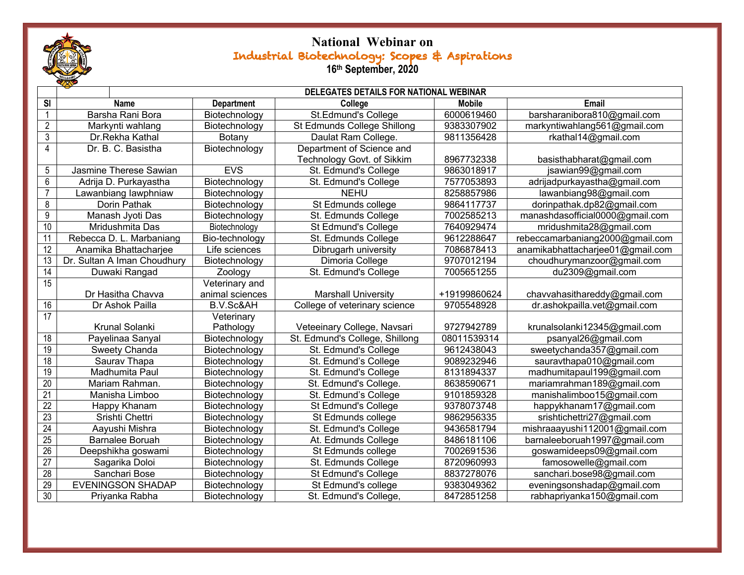# National Webinar on

## Industrial Biotechnology: Scopes & Aspirations

**16th September, 2020**

| DELEGATES DETAILS FOR NATIONAL WEBINAR | | | | | |
|---|---|---|---|---|---|
| **Sl** | **Name** | **Department** | **College** | **Mobile** | **Email** |
| 1 | Barsha Rani Bora | Biotechnology | St.Edmund's College | 6000619460 | barsharanibora810@gmail.com |
| 2 | Markynti wahlang | Biotechnology | St Edmunds College Shillong | 9383307902 | markyntiwahlang561@gmail.com |
| 3 | Dr.Rekha Kathal | Botany | Daulat Ram College. | 9811356428 | rkathal14@gmail.com |
| 4 | Dr. B. C. Basistha | Biotechnology | Department of Science and Technology Govt. of Sikkim | 8967732338 | basisthabharat@gmail.com |
| 5 | Jasmine Therese Sawian | EVS | St. Edmund's College | 9863018917 | jsawian99@gmail.com |
| 6 | Adrija D. Purkayastha | Biotechnology | St. Edmund's College | 7577053893 | adrijadpurkayastha@gmail.com |
| 7 | Lawanbiang Iawphniaw | Biotechnology | NEHU | 8258857986 | lawanbiang98@gmail.com |
| 8 | Dorin Pathak | Biotechnology | St Edmunds college | 9864117737 | dorinpathak.dp82@gmail.com |
| 9 | Manash Jyoti Das | Biotechnology | St. Edmunds College | 7002585213 | manashdasofficial0000@gmail.com |
| 10 | Mridushmita Das | Biotechnology | St Edmund's College | 7640929474 | mridushmita28@gmail.com |
| 11 | Rebecca D. L. Marbaniang | Bio-technology | St. Edmunds College | 9612288647 | rebeccamarbaniang2000@gmail.com |
| 12 | Anamika Bhattacharjee | Life sciences | Dibrugarh university | 7086878413 | anamikabhattacharjee01@gmail.com |
| 13 | Dr. Sultan A Iman Choudhury | Biotechnology | Dimoria College | 9707012194 | choudhurymanzoor@gmail.com |
| 14 | Duwaki Rangad | Zoology | St. Edmund's College | 7005651255 | du2309@gmail.com |
| 15 | Dr Hasitha Chavva | Veterinary and animal sciences | Marshall University | +19199860624 | chavvahasithareddy@gmail.com |
| 16 | Dr Ashok Pailla | B.V.Sc&AH | College of veterinary science | 9705548928 | dr.ashokpailla.vet@gmail.com |
| 17 | Krunal Solanki | Veterinary Pathology | Veteeinary College, Navsari | 9727942789 | krunalsolanki12345@gmail.com |
| 18 | Payelinaa Sanyal | Biotechnology | St. Edmund's College, Shillong | 08011539314 | psanyal26@gmail.com |
| 19 | Sweety Chanda | Biotechnology | St. Edmund's College | 9612438043 | sweetychanda357@gmail.com |
| 18 | Saurav Thapa | Biotechnology | St. Edmund's College | 9089232946 | sauravthapa010@gmail.com |
| 19 | Madhumita Paul | Biotechnology | St. Edmund's College | 8131894337 | madhumitapaul199@gmail.com |
| 20 | Mariam Rahman. | Biotechnology | St. Edmund's College. | 8638590671 | mariamrahman189@gmail.com |
| 21 | Manisha Limboo | Biotechnology | St. Edmund's College | 9101859328 | manishalimboo15@gmail.com |
| 22 | Happy Khanam | Biotechnology | St Edmund's College | 9378073748 | happykhanam17@gmail.com |
| 23 | Srishti Chettri | Biotechnology | St Edmunds college | 9862956335 | srishtichettri27@gmail.com |
| 24 | Aayushi Mishra | Biotechnology | St. Edmund's College | 9436581794 | mishraaayushi112001@gmail.com |
| 25 | Barnalee Boruah | Biotechnology | At. Edmunds College | 8486181106 | barnaleeboruah1997@gmail.com |
| 26 | Deepshikha goswami | Biotechnology | St Edmunds college | 7002691536 | goswamideeps09@gmail.com |
| 27 | Sagarika Doloi | Biotechnology | St. Edmunds College | 8720960993 | famosowelle@gmail.com |
| 28 | Sanchari Bose | Biotechnology | St Edmund's College | 8837278076 | sanchari.bose98@gmail.com |
| 29 | EVENINGSON SHADAP | Biotechnology | St Edmund's college | 9383049362 | eveningsonshadap@gmail.com |
| 30 | Priyanka Rabha | Biotechnology | St. Edmund's College, | 8472851258 | rabhapriyanka150@gmail.com |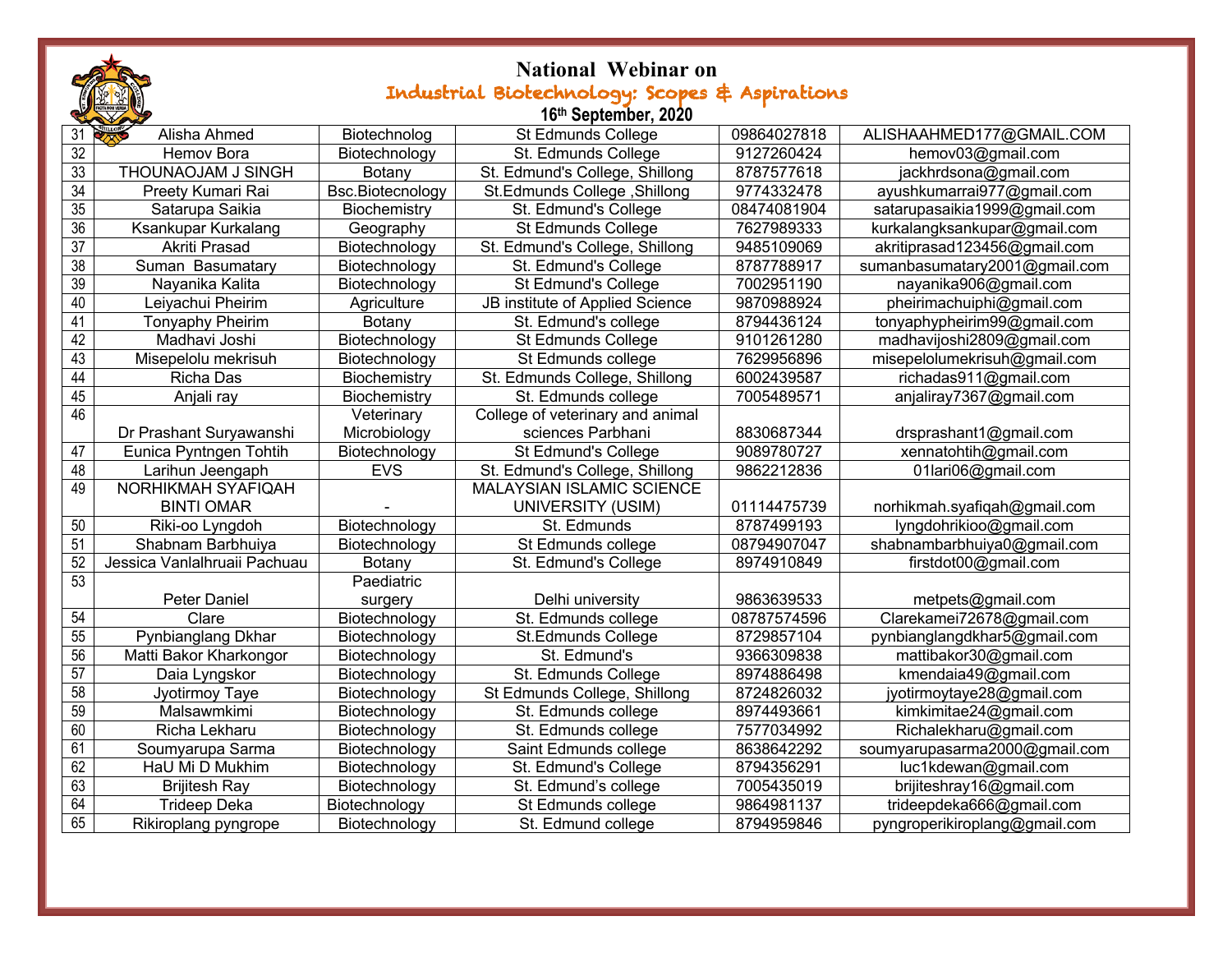# National Webinar on

## Industrial Biotechnology: Scopes & Aspirations

**16th September, 2020**

| | | | | | |
|---|---|---|---|---|---|
| 31 | Alisha Ahmed | Biotechnolog | St Edmunds College | 09864027818 | ALISHAAHMED177@GMAIL.COM |
| 32 | Hemov Bora | Biotechnology | St. Edmunds College | 9127260424 | hemov03@gmail.com |
| 33 | THOUNAOJAM J SINGH | Botany | St. Edmund's College, Shillong | 8787577618 | jackhrdsona@gmail.com |
| 34 | Preety Kumari Rai | Bsc.Biotecnology | St.Edmunds College ,Shillong | 9774332478 | ayushkumarrai977@gmail.com |
| 35 | Satarupa Saikia | Biochemistry | St. Edmund's College | 08474081904 | satarupasaikia1999@gmail.com |
| 36 | Ksankupar Kurkalang | Geography | St Edmunds College | 7627989333 | kurkalangksankupar@gmail.com |
| 37 | Akriti Prasad | Biotechnology | St. Edmund's College, Shillong | 9485109069 | akritiprasad123456@gmail.com |
| 38 | Suman Basumatary | Biotechnology | St. Edmund's College | 8787788917 | sumanbasumatary2001@gmail.com |
| 39 | Nayanika Kalita | Biotechnology | St Edmund's College | 7002951190 | nayanika906@gmail.com |
| 40 | Leiyachui Pheirim | Agriculture | JB institute of Applied Science | 9870988924 | pheirimachuiphi@gmail.com |
| 41 | Tonyaphy Pheirim | Botany | St. Edmund's college | 8794436124 | tonyaphypheirim99@gmail.com |
| 42 | Madhavi Joshi | Biotechnology | St Edmunds College | 9101261280 | madhavijoshi2809@gmail.com |
| 43 | Misepelolu mekrisuh | Biotechnology | St Edmunds college | 7629956896 | misepelolumekrisuh@gmail.com |
| 44 | Richa Das | Biochemistry | St. Edmunds College, Shillong | 6002439587 | richadas911@gmail.com |
| 45 | Anjali ray | Biochemistry | St. Edmunds college | 7005489571 | anjaliray7367@gmail.com |
| 46 | Dr Prashant Suryawanshi | Veterinary Microbiology | College of veterinary and animal sciences Parbhani | 8830687344 | drsprashant1@gmail.com |
| 47 | Eunica Pyntngen Tohtih | Biotechnology | St Edmund's College | 9089780727 | xennatohtih@gmail.com |
| 48 | Larihun Jeengaph | EVS | St. Edmund's College, Shillong | 9862212836 | 01lari06@gmail.com |
| 49 | NORHIKMAH SYAFIQAH BINTI OMAR | - | MALAYSIAN ISLAMIC SCIENCE UNIVERSITY (USIM) | 01114475739 | norhikmah.syafiqah@gmail.com |
| 50 | Riki-oo Lyngdoh | Biotechnology | St. Edmunds | 8787499193 | lyngdohrikioo@gmail.com |
| 51 | Shabnam Barbhuiya | Biotechnology | St Edmunds college | 08794907047 | shabnambarbhuiya0@gmail.com |
| 52 | Jessica Vanlalhruaii Pachuau | Botany | St. Edmund's College | 8974910849 | firstdot00@gmail.com |
| 53 | Peter Daniel | Paediatric surgery | Delhi university | 9863639533 | metpets@gmail.com |
| 54 | Clare | Biotechnology | St. Edmunds college | 08787574596 | Clarekamei72678@gmail.com |
| 55 | Pynbianglang Dkhar | Biotechnology | St.Edmunds College | 8729857104 | pynbianglangdkhar5@gmail.com |
| 56 | Matti Bakor Kharkongor | Biotechnology | St. Edmund's | 9366309838 | mattibakor30@gmail.com |
| 57 | Daia Lyngskor | Biotechnology | St. Edmunds College | 8974886498 | kmendaia49@gmail.com |
| 58 | Jyotirmoy Taye | Biotechnology | St Edmunds College, Shillong | 8724826032 | jyotirmoytaye28@gmail.com |
| 59 | Malsawmkimi | Biotechnology | St. Edmunds college | 8974493661 | kimkimitae24@gmail.com |
| 60 | Richa Lekharu | Biotechnology | St. Edmunds college | 7577034992 | Richalekharu@gmail.com |
| 61 | Soumyarupa Sarma | Biotechnology | Saint Edmunds college | 8638642292 | soumyarupasarma2000@gmail.com |
| 62 | HaU Mi D Mukhim | Biotechnology | St. Edmund's College | 8794356291 | luc1kdewan@gmail.com |
| 63 | Brijitesh Ray | Biotechnology | St. Edmund's college | 7005435019 | brijiteshray16@gmail.com |
| 64 | Trideep Deka | Biotechnology | St Edmunds college | 9864981137 | trideepdeka666@gmail.com |
| 65 | Rikiroplang pyngrope | Biotechnology | St. Edmund college | 8794959846 | pyngroperikiroplang@gmail.com |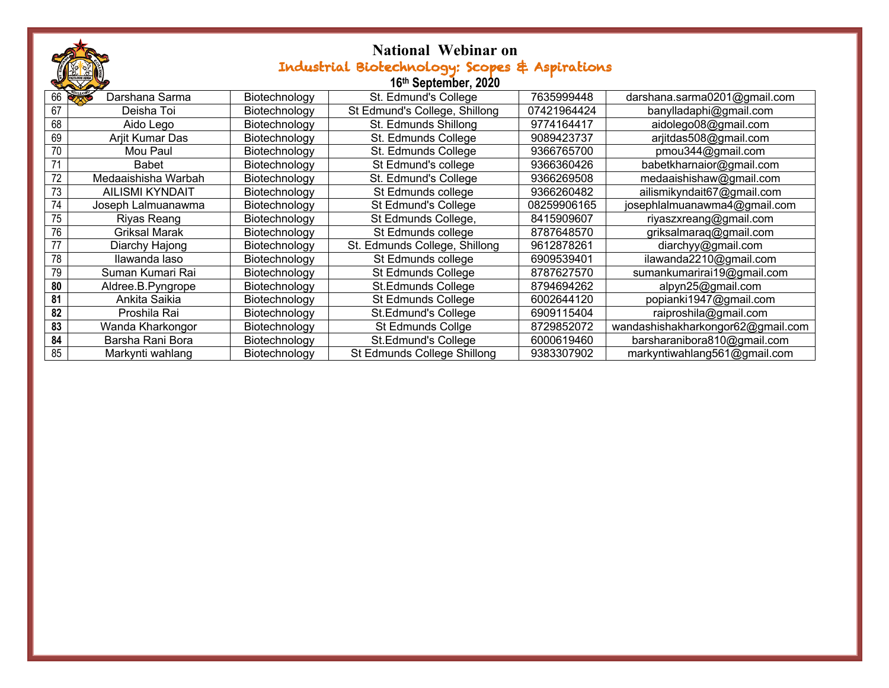# National Webinar on

## Industrial Biotechnology: Scopes & Aspirations

**16th September, 2020**

| | | | | | |
|---|---|---|---|---|---|
| 66 | Darshana Sarma | Biotechnology | St. Edmund's College | 7635999448 | darshana.sarma0201@gmail.com |
| 67 | Deisha Toi | Biotechnology | St Edmund's College, Shillong | 07421964424 | banylladaphi@gmail.com |
| 68 | Aido Lego | Biotechnology | St. Edmunds Shillong | 9774164417 | aidolego08@gmail.com |
| 69 | Arjit Kumar Das | Biotechnology | St. Edmunds College | 9089423737 | arjitdas508@gmail.com |
| 70 | Mou Paul | Biotechnology | St. Edmunds College | 9366765700 | pmou344@gmail.com |
| 71 | Babet | Biotechnology | St Edmund's college | 9366360426 | babetkharnaior@gmail.com |
| 72 | Medaaishisha Warbah | Biotechnology | St. Edmund's College | 9366269508 | medaaishishaw@gmail.com |
| 73 | AILISMI KYNDAIT | Biotechnology | St Edmunds college | 9366260482 | ailismikyndait67@gmail.com |
| 74 | Joseph Lalmuanawma | Biotechnology | St Edmund's College | 08259906165 | josephlalmuanawma4@gmail.com |
| 75 | Riyas Reang | Biotechnology | St Edmunds College, | 8415909607 | riyaszxreang@gmail.com |
| 76 | Griksal Marak | Biotechnology | St Edmunds college | 8787648570 | griksalmaraq@gmail.com |
| 77 | Diarchy Hajong | Biotechnology | St. Edmunds College, Shillong | 9612878261 | diarchyy@gmail.com |
| 78 | Ilawanda laso | Biotechnology | St Edmunds college | 6909539401 | ilawanda2210@gmail.com |
| 79 | Suman Kumari Rai | Biotechnology | St Edmunds College | 8787627570 | sumankumarirai19@gmail.com |
| **80** | Aldree.B.Pyngrope | Biotechnology | St.Edmunds College | 8794694262 | alpyn25@gmail.com |
| **81** | Ankita Saikia | Biotechnology | St Edmunds College | 6002644120 | popianki1947@gmail.com |
| **82** | Proshila Rai | Biotechnology | St.Edmund's College | 6909115404 | raiproshila@gmail.com |
| **83** | Wanda Kharkongor | Biotechnology | St Edmunds Collge | 8729852072 | wandashishakharkongor62@gmail.com |
| **84** | Barsha Rani Bora | Biotechnology | St.Edmund's College | 6000619460 | barsharanibora810@gmail.com |
| 85 | Markynti wahlang | Biotechnology | St Edmunds College Shillong | 9383307902 | markyntiwahlang561@gmail.com |